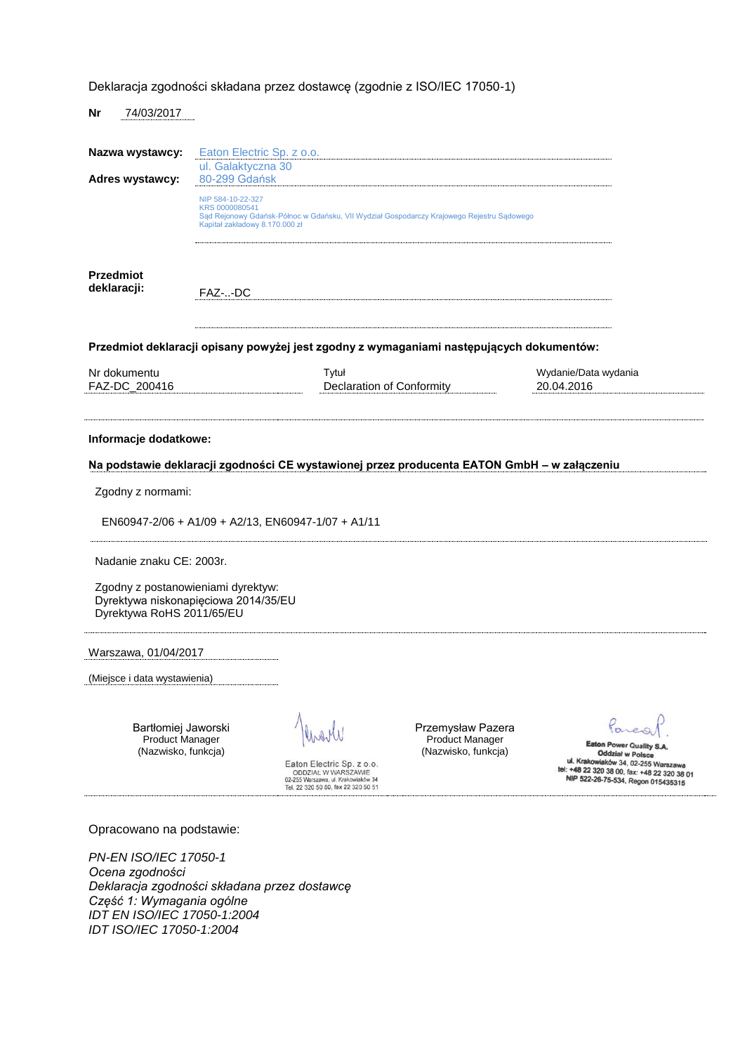Deklaracja zgodności składana przez dostawcę (zgodnie z ISO/IEC 17050-1)

**Nr** 74/03/2017

**Nazwa wystawcy:** Eaton Electric Sp. z o.o.

**Adres wystawcy:** ul. Galaktyczna 30
80-299 Gdańsk

NIP 584-10-22-327
KRS 0000080541
Sąd Rejonowy Gdańsk-Północ w Gdańsku, VII Wydział Gospodarczy Krajowego Rejestru Sądowego
Kapitał zakładowy 8.170.000 zł

**Przedmiot deklaracji:** FAZ-..-DC

**Przedmiot deklaracji opisany powyżej jest zgodny z wymaganiami następujących dokumentów:**

| Nr dokumentu | Tytuł | Wydanie/Data wydania |
|---|---|---|
| FAZ-DC_200416 | Declaration of Conformity | 20.04.2016 |

**Informacje dodatkowe:**

**Na podstawie deklaracji zgodności CE wystawionej przez producenta EATON GmbH – w załączeniu**

Zgodny z normami:

EN60947-2/06 + A1/09 + A2/13, EN60947-1/07 + A1/11

Nadanie znaku CE: 2003r.

Zgodny z postanowieniami dyrektyw:
Dyrektywa niskonapięciowa 2014/35/EU
Dyrektywa RoHS 2011/65/EU

Warszawa, 01/04/2017

(Miejsce i data wystawienia)

Bartłomiej Jaworski
Product Manager
(Nazwisko, funkcja)

Eaton Electric Sp. z o.o.
ODDZIAŁ W WARSZAWIE
02-255 Warszawa, ul. Krakowiaków 34
Tel. 22 320 50 50, fax 22 320 50 51

Przemysław Pazera
Product Manager
(Nazwisko, funkcja)

Eaton Power Quality S.A.
Oddział w Polsce
ul. Krakowiaków 34, 02-255 Warszawa
tel: +48 22 320 38 00, fax: +48 22 320 38 01
NIP 522-26-75-534, Regon 015435315

Opracowano na podstawie:

*PN-EN ISO/IEC 17050-1*
*Ocena zgodności*
*Deklaracja zgodności składana przez dostawcę*
*Część 1: Wymagania ogólne*
*IDT EN ISO/IEC 17050-1:2004*
*IDT ISO/IEC 17050-1:2004*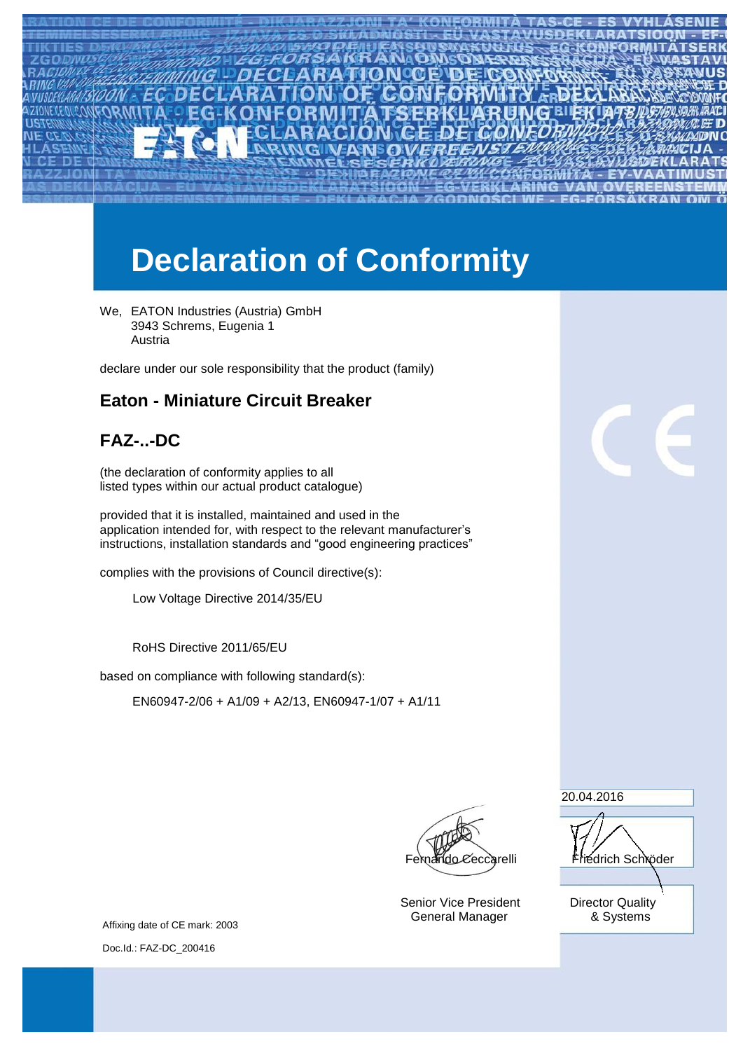# Declaration of Conformity

We, EATON Industries (Austria) GmbH
3943 Schrems, Eugenia 1
Austria

declare under our sole responsibility that the product (family)

## Eaton - Miniature Circuit Breaker

## FAZ-..-DC

(the declaration of conformity applies to all
listed types within our actual product catalogue)

provided that it is installed, maintained and used in the application intended for, with respect to the relevant manufacturer's instructions, installation standards and "good engineering practices"

complies with the provisions of Council directive(s):

Low Voltage Directive 2014/35/EU

RoHS Directive 2011/65/EU

based on compliance with following standard(s):

EN60947-2/06 + A1/09 + A2/13, EN60947-1/07 + A1/11

20.04.2016

Fernando Ceccarelli
Senior Vice President
General Manager

Friedrich Schröder
Director Quality
& Systems

Affixing date of CE mark: 2003

Doc.Id.: FAZ-DC_200416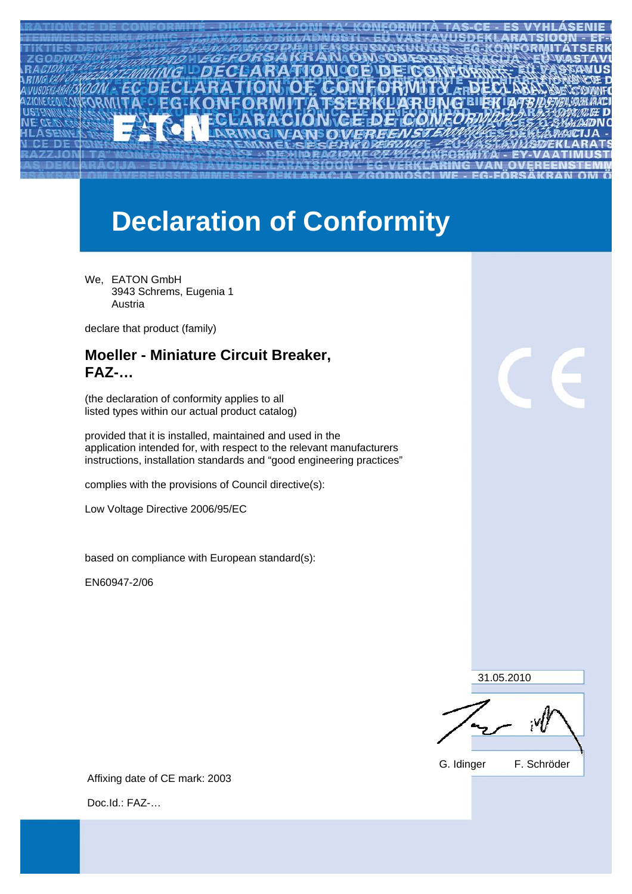# Declaration of Conformity

We, EATON GmbH
3943 Schrems, Eugenia 1
Austria

declare that product (family)

## Moeller - Miniature Circuit Breaker, FAZ-…

(the declaration of conformity applies to all listed types within our actual product catalog)

provided that it is installed, maintained and used in the application intended for, with respect to the relevant manufacturers instructions, installation standards and "good engineering practices"

complies with the provisions of Council directive(s):

Low Voltage Directive 2006/95/EC

based on compliance with European standard(s):

EN60947-2/06

31.05.2010

G. Idinger F. Schröder

Affixing date of CE mark: 2003

Doc.Id.: FAZ-…